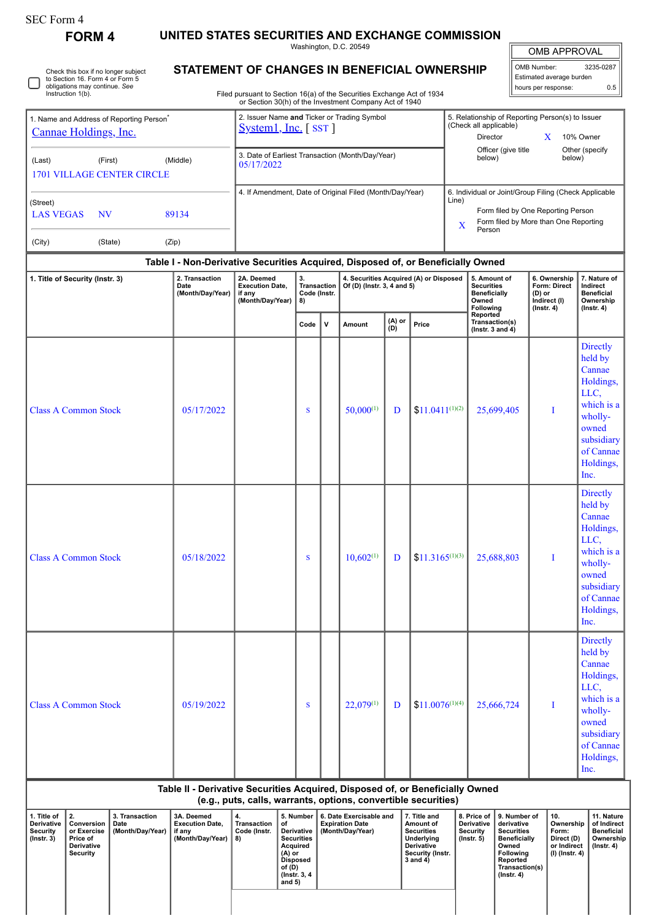SEC Form 4

## FORM 4

# UNITED STATES SECURITIES AND EXCHANGE COMMISSION

Washington, D.C. 20549

## STATEMENT OF CHANGES IN BENEFICIAL OWNERSHIP

Filed pursuant to Section 16(a) of the Securities Exchange Act of 1934 or Section 30(h) of the Investment Company Act of 1940

| OMB APPROVAL | |
|---|---|
| OMB Number: | 3235-0287 |
| Estimated average burden | |
| hours per response: | 0.5 |

☐ Check this box if no longer subject to Section 16. Form 4 or Form 5 obligations may continue. *See* Instruction 1(b).

| | | |
|---|---|---|
| 1. Name and Address of Reporting Person* <br> Cannae Holdings, Inc. <br> (Last) (First) (Middle) <br> 1701 VILLAGE CENTER CIRCLE <br> (Street) <br> LAS VEGAS NV 89134 <br> (City) (State) (Zip) | 2. Issuer Name **and** Ticker or Trading Symbol <br> System1, Inc. [ SST ] <br><br> 3. Date of Earliest Transaction (Month/Day/Year) <br> 05/17/2022 <br><br> 4. If Amendment, Date of Original Filed (Month/Day/Year) | 5. Relationship of Reporting Person(s) to Issuer (Check all applicable) <br> Director &nbsp; X 10% Owner <br> Officer (give title below) &nbsp; Other (specify below) <br><br> 6. Individual or Joint/Group Filing (Check Applicable Line) <br> Form filed by One Reporting Person <br> X Form filed by More than One Reporting Person |

## Table I - Non-Derivative Securities Acquired, Disposed of, or Beneficially Owned

| 1. Title of Security (Instr. 3) | 2. Transaction Date (Month/Day/Year) | 2A. Deemed Execution Date, if any (Month/Day/Year) | 3. Transaction Code (Instr. 8) | | 4. Securities Acquired (A) or Disposed Of (D) (Instr. 3, 4 and 5) | | | 5. Amount of Securities Beneficially Owned Following Reported Transaction(s) (Instr. 3 and 4) | 6. Ownership Form: Direct (D) or Indirect (I) (Instr. 4) | 7. Nature of Indirect Beneficial Ownership (Instr. 4) |
|---|---|---|---|---|---|---|---|---|---|---|
| | | | Code | V | Amount | (A) or (D) | Price | | | |
| Class A Common Stock | 05/17/2022 | | S | | 50,000[(1)] | D | $11.0411[(1)(2)] | 25,699,405 | I | Directly held by Cannae Holdings, LLC, which is a wholly-owned subsidiary of Cannae Holdings, Inc. |
| Class A Common Stock | 05/18/2022 | | S | | 10,602[(1)] | D | $11.3165[(1)(3)] | 25,688,803 | I | Directly held by Cannae Holdings, LLC, which is a wholly-owned subsidiary of Cannae Holdings, Inc. |
| Class A Common Stock | 05/19/2022 | | S | | 22,079[(1)] | D | $11.0076[(1)(4)] | 25,666,724 | I | Directly held by Cannae Holdings, LLC, which is a wholly-owned subsidiary of Cannae Holdings, Inc. |

## Table II - Derivative Securities Acquired, Disposed of, or Beneficially Owned (e.g., puts, calls, warrants, options, convertible securities)

| 1. Title of Derivative Security (Instr. 3) | 2. Conversion or Exercise Price of Derivative Security | 3. Transaction Date (Month/Day/Year) | 3A. Deemed Execution Date, if any (Month/Day/Year) | 4. Transaction Code (Instr. 8) | 5. Number of Derivative Securities Acquired (A) or Disposed of (D) (Instr. 3, 4 and 5) | 6. Date Exercisable and Expiration Date (Month/Day/Year) | 7. Title and Amount of Securities Underlying Derivative Security (Instr. 3 and 4) | 8. Price of Derivative Security (Instr. 5) | 9. Number of derivative Securities Beneficially Owned Following Reported Transaction(s) (Instr. 4) | 10. Ownership Form: Direct (D) or Indirect (I) (Instr. 4) | 11. Nature of Indirect Beneficial Ownership (Instr. 4) |
|---|---|---|---|---|---|---|---|---|---|---|---|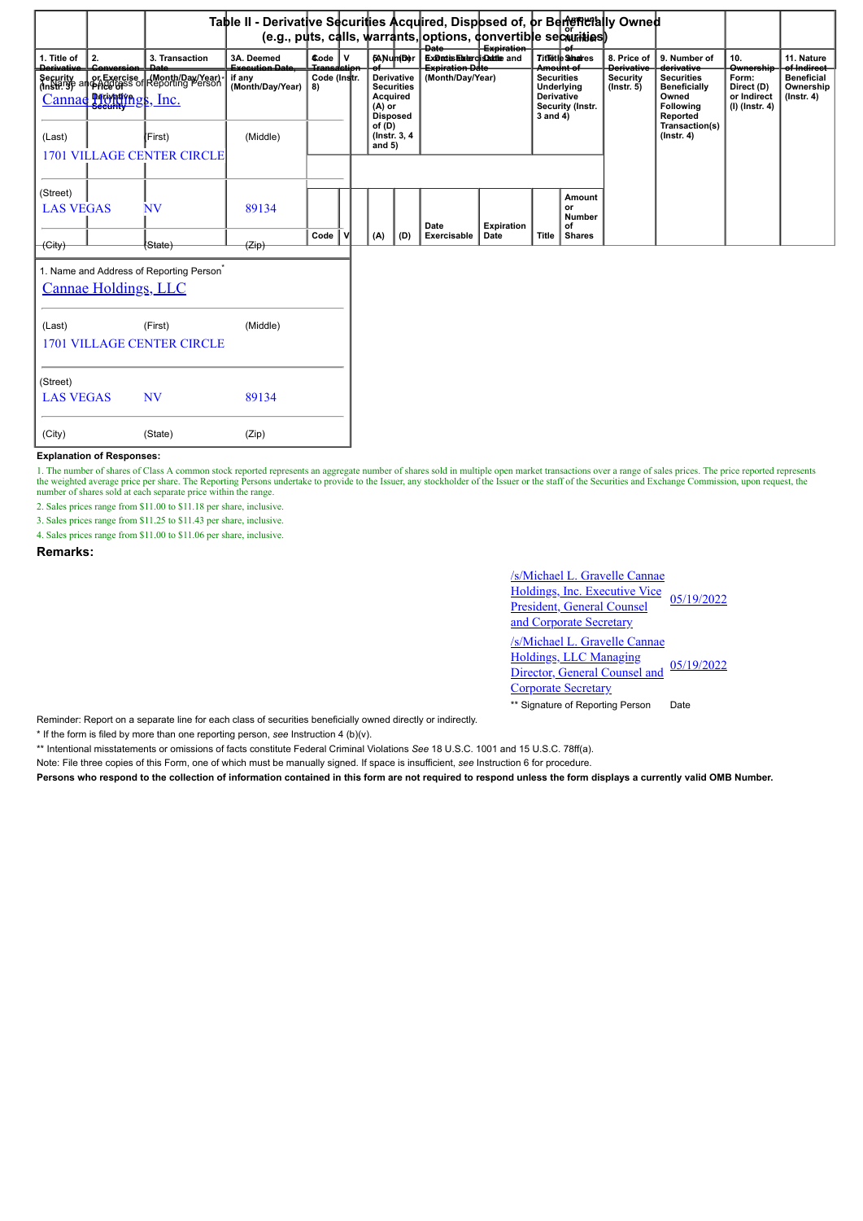## Table II - Derivative Securities Acquired, Disposed of, or Beneficially Owned
### (e.g., puts, calls, warrants, options, convertible securities)

| 1. Title of Derivative Security (Instr. 3) | 2. Conversion or Exercise Price of Derivative Security | 3. Transaction Date (Month/Day/Year) | 3A. Deemed Execution Date, if any (Month/Day/Year) | 4. Transaction Code (Instr. 8) | | 5. Number of Derivative Securities Acquired (A) or Disposed of (D) (Instr. 3, 4 and 5) | | 6. Date Exercisable and Expiration Date (Month/Day/Year) | | 7. Title and Amount of Securities Underlying Derivative Security (Instr. 3 and 4) | | 8. Price of Derivative Security (Instr. 5) | 9. Number of derivative Securities Beneficially Owned Following Reported Transaction(s) (Instr. 4) | 10. Ownership Form: Direct (D) or Indirect (I) (Instr. 4) | 11. Nature of Indirect Beneficial Ownership (Instr. 4) |
|---|---|---|---|---|---|---|---|---|---|---|---|---|---|---|---|
| | | | | Code | V | (A) | (D) | Date Exercisable | Expiration Date | Title | Amount or Number of Shares | | | | |

1. Name and Address of Reporting Person*

Cannae Holdings, Inc.

| (Last) | (First) | (Middle) |
|---|---|---|
| 1701 VILLAGE CENTER CIRCLE | | |
| (Street) | | |
| LAS VEGAS | NV | 89134 |
| (City) | (State) | (Zip) |

1. Name and Address of Reporting Person*

Cannae Holdings, LLC

| (Last) | (First) | (Middle) |
|---|---|---|
| 1701 VILLAGE CENTER CIRCLE | | |
| (Street) | | |
| LAS VEGAS | NV | 89134 |
| (City) | (State) | (Zip) |

**Explanation of Responses:**

1. The number of shares of Class A common stock reported represents an aggregate number of shares sold in multiple open market transactions over a range of sales prices. The price reported represents the weighted average price per share. The Reporting Persons undertake to provide to the Issuer, any stockholder of the Issuer or the staff of the Securities and Exchange Commission, upon request, the number of shares sold at each separate price within the range.

2. Sales prices range from $11.00 to $11.18 per share, inclusive.

3. Sales prices range from $11.25 to $11.43 per share, inclusive.

4. Sales prices range from $11.00 to $11.06 per share, inclusive.

**Remarks:**

| | |
|---|---|
| /s/Michael L. Gravelle Cannae Holdings, Inc. Executive Vice President, General Counsel and Corporate Secretary | 05/19/2022 |
| /s/Michael L. Gravelle Cannae Holdings, LLC Managing Director, General Counsel and Corporate Secretary | 05/19/2022 |
| ** Signature of Reporting Person | Date |

Reminder: Report on a separate line for each class of securities beneficially owned directly or indirectly.

\* If the form is filed by more than one reporting person, *see* Instruction 4 (b)(v).

** Intentional misstatements or omissions of facts constitute Federal Criminal Violations *See* 18 U.S.C. 1001 and 15 U.S.C. 78ff(a).

Note: File three copies of this Form, one of which must be manually signed. If space is insufficient, *see* Instruction 6 for procedure.

**Persons who respond to the collection of information contained in this form are not required to respond unless the form displays a currently valid OMB Number.**